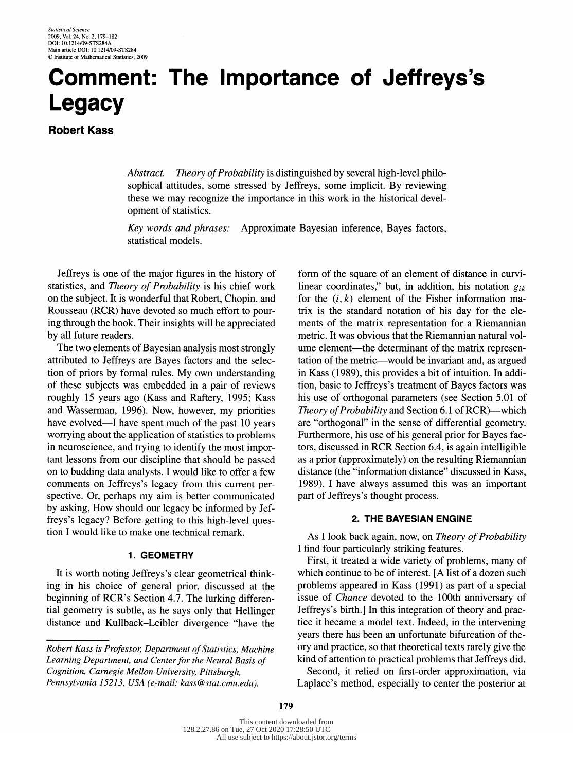# Comment: The Importance of Jeffreys's Legacy

**Robert Kass**

*Abstract.* *Theory of Probability* is distinguished by several high-level philosophical attitudes, some stressed by Jeffreys, some implicit. By reviewing these we may recognize the importance in this work in the historical development of statistics.

*Key words and phrases:* Approximate Bayesian inference, Bayes factors, statistical models.

Jeffreys is one of the major figures in the history of statistics, and *Theory of Probability* is his chief work on the subject. It is wonderful that Robert, Chopin, and Rousseau (RCR) have devoted so much effort to pouring through the book. Their insights will be appreciated by all future readers.

The two elements of Bayesian analysis most strongly attributed to Jeffreys are Bayes factors and the selection of priors by formal rules. My own understanding of these subjects was embedded in a pair of reviews roughly 15 years ago (Kass and Raftery, 1995; Kass and Wasserman, 1996). Now, however, my priorities have evolved—I have spent much of the past 10 years worrying about the application of statistics to problems in neuroscience, and trying to identify the most important lessons from our discipline that should be passed on to budding data analysts. I would like to offer a few comments on Jeffreys's legacy from this current perspective. Or, perhaps my aim is better communicated by asking, How should our legacy be informed by Jeffreys's legacy? Before getting to this high-level question I would like to make one technical remark.

## 1. GEOMETRY

It is worth noting Jeffreys's clear geometrical thinking in his choice of general prior, discussed at the beginning of RCR's Section 4.7. The lurking differential geometry is subtle, as he says only that Hellinger distance and Kullback–Leibler divergence "have the form of the square of an element of distance in curvilinear coordinates," but, in addition, his notation $g_{ik}$ for the $(i, k)$ element of the Fisher information matrix is the standard notation of his day for the elements of the matrix representation for a Riemannian metric. It was obvious that the Riemannian natural volume element—the determinant of the matrix representation of the metric—would be invariant and, as argued in Kass (1989), this provides a bit of intuition. In addition, basic to Jeffreys's treatment of Bayes factors was his use of orthogonal parameters (see Section 5.01 of *Theory of Probability* and Section 6.1 of RCR)—which are "orthogonal" in the sense of differential geometry. Furthermore, his use of his general prior for Bayes factors, discussed in RCR Section 6.4, is again intelligible as a prior (approximately) on the resulting Riemannian distance (the "information distance" discussed in Kass, 1989). I have always assumed this was an important part of Jeffreys's thought process.

## 2. THE BAYESIAN ENGINE

As I look back again, now, on *Theory of Probability* I find four particularly striking features.

First, it treated a wide variety of problems, many of which continue to be of interest. [A list of a dozen such problems appeared in Kass (1991) as part of a special issue of *Chance* devoted to the 100th anniversary of Jeffreys's birth.] In this integration of theory and practice it became a model text. Indeed, in the intervening years there has been an unfortunate bifurcation of theory and practice, so that theoretical texts rarely give the kind of attention to practical problems that Jeffreys did.

Second, it relied on first-order approximation, via Laplace's method, especially to center the posterior at

*Robert Kass is Professor, Department of Statistics, Machine Learning Department, and Center for the Neural Basis of Cognition, Carnegie Mellon University, Pittsburgh, Pennsylvania 15213, USA (e-mail: kass@stat.cmu.edu).*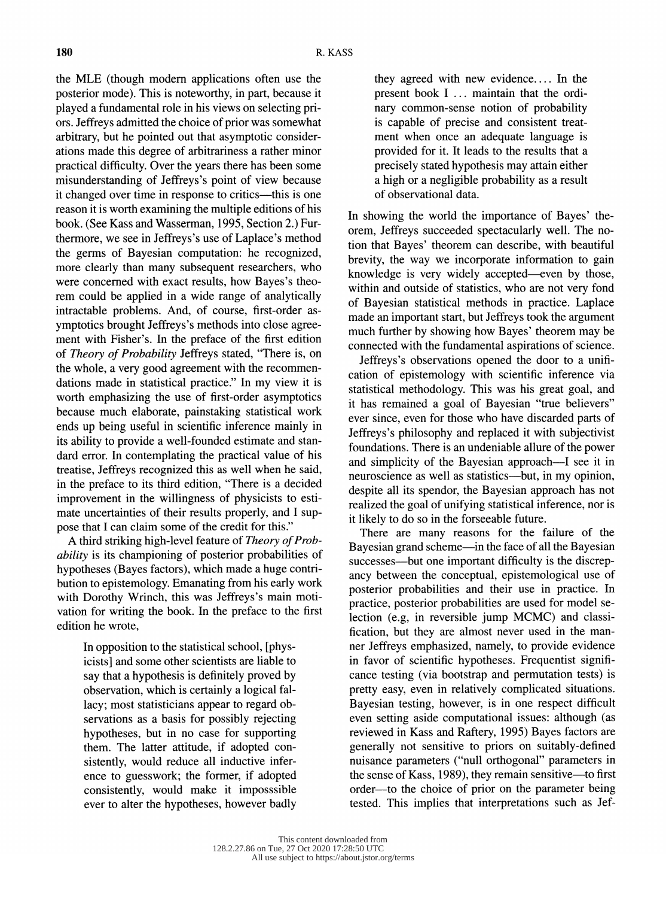the MLE (though modern applications often use the posterior mode). This is noteworthy, in part, because it played a fundamental role in his views on selecting priors. Jeffreys admitted the choice of prior was somewhat arbitrary, but he pointed out that asymptotic considerations made this degree of arbitrariness a rather minor practical difficulty. Over the years there has been some misunderstanding of Jeffreys's point of view because it changed over time in response to critics—this is one reason it is worth examining the multiple editions of his book. (See Kass and Wasserman, 1995, Section 2.) Furthermore, we see in Jeffreys's use of Laplace's method the germs of Bayesian computation: he recognized, more clearly than many subsequent researchers, who were concerned with exact results, how Bayes's theorem could be applied in a wide range of analytically intractable problems. And, of course, first-order asymptotics brought Jeffreys's methods into close agreement with Fisher's. In the preface of the first edition of *Theory of Probability* Jeffreys stated, "There is, on the whole, a very good agreement with the recommendations made in statistical practice." In my view it is worth emphasizing the use of first-order asymptotics because much elaborate, painstaking statistical work ends up being useful in scientific inference mainly in its ability to provide a well-founded estimate and standard error. In contemplating the practical value of his treatise, Jeffreys recognized this as well when he said, in the preface to its third edition, "There is a decided improvement in the willingness of physicists to estimate uncertainties of their results properly, and I suppose that I can claim some of the credit for this."

A third striking high-level feature of *Theory of Probability* is its championing of posterior probabilities of hypotheses (Bayes factors), which made a huge contribution to epistemology. Emanating from his early work with Dorothy Wrinch, this was Jeffreys's main motivation for writing the book. In the preface to the first edition he wrote,

> In opposition to the statistical school, [physicists] and some other scientists are liable to say that a hypothesis is definitely proved by observation, which is certainly a logical fallacy; most statisticians appear to regard observations as a basis for possibly rejecting hypotheses, but in no case for supporting them. The latter attitude, if adopted consistently, would reduce all inductive inference to guesswork; the former, if adopted consistently, would make it impossible ever to alter the hypotheses, however badly they agreed with new evidence.... In the present book I ... maintain that the ordinary common-sense notion of probability is capable of precise and consistent treatment when once an adequate language is provided for it. It leads to the results that a precisely stated hypothesis may attain either a high or a negligible probability as a result of observational data.

In showing the world the importance of Bayes' theorem, Jeffreys succeeded spectacularly well. The notion that Bayes' theorem can describe, with beautiful brevity, the way we incorporate information to gain knowledge is very widely accepted—even by those, within and outside of statistics, who are not very fond of Bayesian statistical methods in practice. Laplace made an important start, but Jeffreys took the argument much further by showing how Bayes' theorem may be connected with the fundamental aspirations of science.

Jeffreys's observations opened the door to a unification of epistemology with scientific inference via statistical methodology. This was his great goal, and it has remained a goal of Bayesian "true believers" ever since, even for those who have discarded parts of Jeffreys's philosophy and replaced it with subjectivist foundations. There is an undeniable allure of the power and simplicity of the Bayesian approach—I see it in neuroscience as well as statistics—but, in my opinion, despite all its spendor, the Bayesian approach has not realized the goal of unifying statistical inference, nor is it likely to do so in the forseeable future.

There are many reasons for the failure of the Bayesian grand scheme—in the face of all the Bayesian successes—but one important difficulty is the discrepancy between the conceptual, epistemological use of posterior probabilities and their use in practice. In practice, posterior probabilities are used for model selection (e.g, in reversible jump MCMC) and classification, but they are almost never used in the manner Jeffreys emphasized, namely, to provide evidence in favor of scientific hypotheses. Frequentist significance testing (via bootstrap and permutation tests) is pretty easy, even in relatively complicated situations. Bayesian testing, however, is in one respect difficult even setting aside computational issues: although (as reviewed in Kass and Raftery, 1995) Bayes factors are generally not sensitive to priors on suitably-defined nuisance parameters ("null orthogonal" parameters in the sense of Kass, 1989), they remain sensitive—to first order—to the choice of prior on the parameter being tested. This implies that interpretations such as Jef-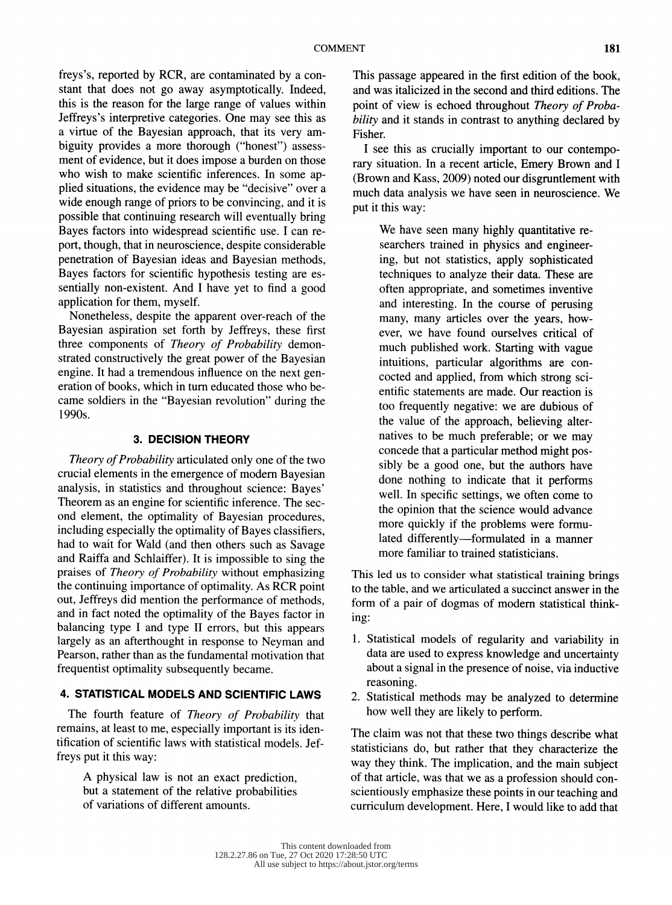freys's, reported by RCR, are contaminated by a constant that does not go away asymptotically. Indeed, this is the reason for the large range of values within Jeffreys's interpretive categories. One may see this as a virtue of the Bayesian approach, that its very ambiguity provides a more thorough ("honest") assessment of evidence, but it does impose a burden on those who wish to make scientific inferences. In some applied situations, the evidence may be "decisive" over a wide enough range of priors to be convincing, and it is possible that continuing research will eventually bring Bayes factors into widespread scientific use. I can report, though, that in neuroscience, despite considerable penetration of Bayesian ideas and Bayesian methods, Bayes factors for scientific hypothesis testing are essentially non-existent. And I have yet to find a good application for them, myself.

Nonetheless, despite the apparent over-reach of the Bayesian aspiration set forth by Jeffreys, these first three components of *Theory of Probability* demonstrated constructively the great power of the Bayesian engine. It had a tremendous influence on the next generation of books, which in turn educated those who became soldiers in the "Bayesian revolution" during the 1990s.

## 3. DECISION THEORY

*Theory of Probability* articulated only one of the two crucial elements in the emergence of modern Bayesian analysis, in statistics and throughout science: Bayes' Theorem as an engine for scientific inference. The second element, the optimality of Bayesian procedures, including especially the optimality of Bayes classifiers, had to wait for Wald (and then others such as Savage and Raiffa and Schlaiffer). It is impossible to sing the praises of *Theory of Probability* without emphasizing the continuing importance of optimality. As RCR point out, Jeffreys did mention the performance of methods, and in fact noted the optimality of the Bayes factor in balancing type I and type II errors, but this appears largely as an afterthought in response to Neyman and Pearson, rather than as the fundamental motivation that frequentist optimality subsequently became.

## 4. STATISTICAL MODELS AND SCIENTIFIC LAWS

The fourth feature of *Theory of Probability* that remains, at least to me, especially important is its identification of scientific laws with statistical models. Jeffreys put it this way:

> A physical law is not an exact prediction, but a statement of the relative probabilities of variations of different amounts.

This passage appeared in the first edition of the book, and was italicized in the second and third editions. The point of view is echoed throughout *Theory of Probability* and it stands in contrast to anything declared by Fisher.

I see this as crucially important to our contemporary situation. In a recent article, Emery Brown and I (Brown and Kass, 2009) noted our disgruntlement with much data analysis we have seen in neuroscience. We put it this way:

> We have seen many highly quantitative researchers trained in physics and engineering, but not statistics, apply sophisticated techniques to analyze their data. These are often appropriate, and sometimes inventive and interesting. In the course of perusing many, many articles over the years, however, we have found ourselves critical of much published work. Starting with vague intuitions, particular algorithms are concocted and applied, from which strong scientific statements are made. Our reaction is too frequently negative: we are dubious of the value of the approach, believing alternatives to be much preferable; or we may concede that a particular method might possibly be a good one, but the authors have done nothing to indicate that it performs well. In specific settings, we often come to the opinion that the science would advance more quickly if the problems were formulated differently—formulated in a manner more familiar to trained statisticians.

This led us to consider what statistical training brings to the table, and we articulated a succinct answer in the form of a pair of dogmas of modern statistical thinking:

1. Statistical models of regularity and variability in data are used to express knowledge and uncertainty about a signal in the presence of noise, via inductive reasoning.
2. Statistical methods may be analyzed to determine how well they are likely to perform.

The claim was not that these two things describe what statisticians do, but rather that they characterize the way they think. The implication, and the main subject of that article, was that we as a profession should conscientiously emphasize these points in our teaching and curriculum development. Here, I would like to add that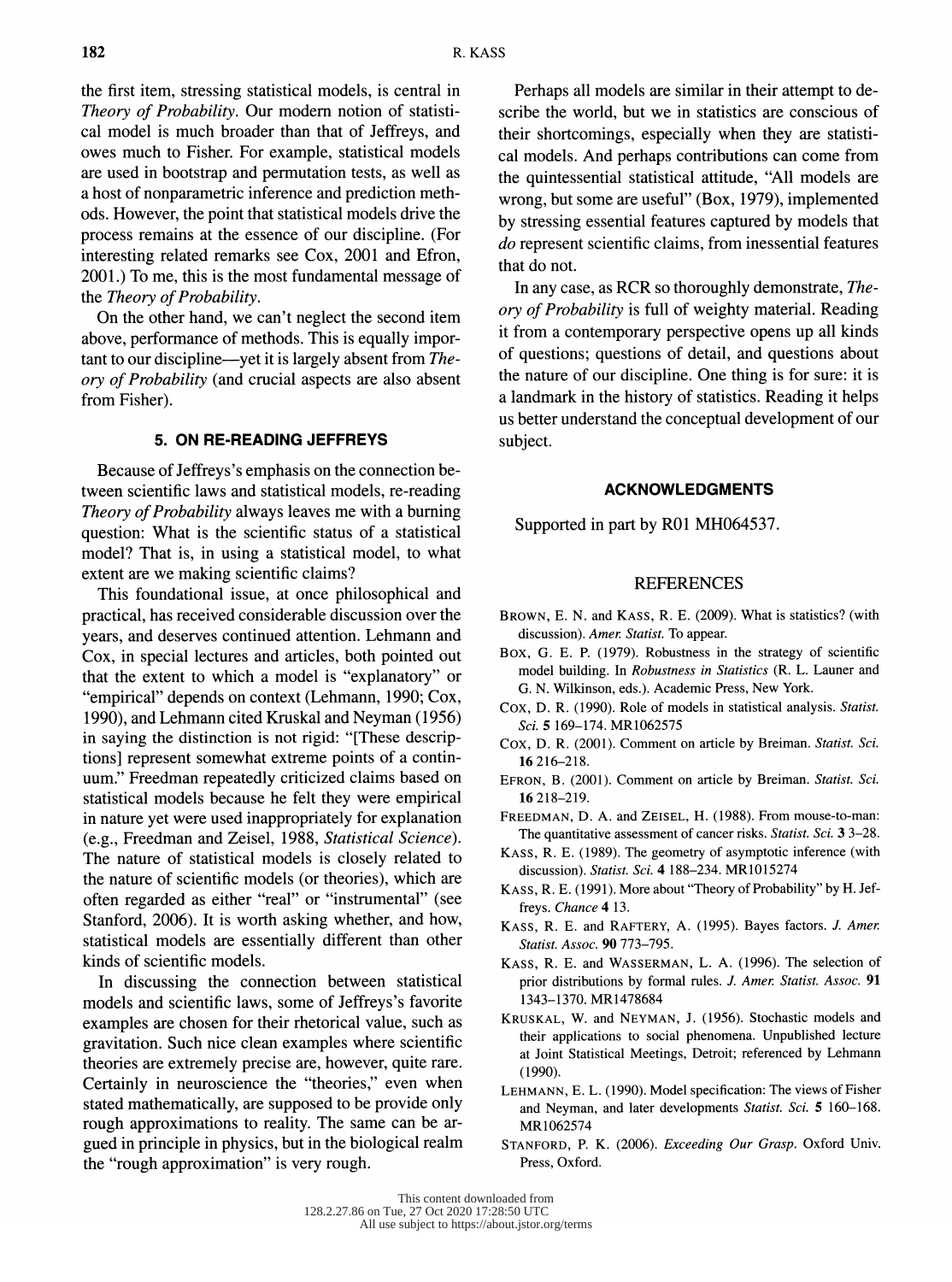the first item, stressing statistical models, is central in *Theory of Probability*. Our modern notion of statistical model is much broader than that of Jeffreys, and owes much to Fisher. For example, statistical models are used in bootstrap and permutation tests, as well as a host of nonparametric inference and prediction methods. However, the point that statistical models drive the process remains at the essence of our discipline. (For interesting related remarks see Cox, 2001 and Efron, 2001.) To me, this is the most fundamental message of the *Theory of Probability*.

On the other hand, we can't neglect the second item above, performance of methods. This is equally important to our discipline—yet it is largely absent from *Theory of Probability* (and crucial aspects are also absent from Fisher).

## 5. ON RE-READING JEFFREYS

Because of Jeffreys's emphasis on the connection between scientific laws and statistical models, re-reading *Theory of Probability* always leaves me with a burning question: What is the scientific status of a statistical model? That is, in using a statistical model, to what extent are we making scientific claims?

This foundational issue, at once philosophical and practical, has received considerable discussion over the years, and deserves continued attention. Lehmann and Cox, in special lectures and articles, both pointed out that the extent to which a model is "explanatory" or "empirical" depends on context (Lehmann, 1990; Cox, 1990), and Lehmann cited Kruskal and Neyman (1956) in saying the distinction is not rigid: "[These descriptions] represent somewhat extreme points of a continuum." Freedman repeatedly criticized claims based on statistical models because he felt they were empirical in nature yet were used inappropriately for explanation (e.g., Freedman and Zeisel, 1988, *Statistical Science*). The nature of statistical models is closely related to the nature of scientific models (or theories), which are often regarded as either "real" or "instrumental" (see Stanford, 2006). It is worth asking whether, and how, statistical models are essentially different than other kinds of scientific models.

In discussing the connection between statistical models and scientific laws, some of Jeffreys's favorite examples are chosen for their rhetorical value, such as gravitation. Such nice clean examples where scientific theories are extremely precise are, however, quite rare. Certainly in neuroscience the "theories," even when stated mathematically, are supposed to be provide only rough approximations to reality. The same can be argued in principle in physics, but in the biological realm the "rough approximation" is very rough.

Perhaps all models are similar in their attempt to describe the world, but we in statistics are conscious of their shortcomings, especially when they are statistical models. And perhaps contributions can come from the quintessential statistical attitude, "All models are wrong, but some are useful" (Box, 1979), implemented by stressing essential features captured by models that *do* represent scientific claims, from inessential features that do not.

In any case, as RCR so thoroughly demonstrate, *Theory of Probability* is full of weighty material. Reading it from a contemporary perspective opens up all kinds of questions; questions of detail, and questions about the nature of our discipline. One thing is for sure: it is a landmark in the history of statistics. Reading it helps us better understand the conceptual development of our subject.

## ACKNOWLEDGMENTS

Supported in part by R01 MH064537.

## REFERENCES

BROWN, E. N. and KASS, R. E. (2009). What is statistics? (with discussion). *Amer. Statist.* To appear.

BOX, G. E. P. (1979). Robustness in the strategy of scientific model building. In *Robustness in Statistics* (R. L. Launer and G. N. Wilkinson, eds.). Academic Press, New York.

COX, D. R. (1990). Role of models in statistical analysis. *Statist. Sci.* **5** 169–174. MR1062575

COX, D. R. (2001). Comment on article by Breiman. *Statist. Sci.* **16** 216–218.

EFRON, B. (2001). Comment on article by Breiman. *Statist. Sci.* **16** 218–219.

FREEDMAN, D. A. and ZEISEL, H. (1988). From mouse-to-man: The quantitative assessment of cancer risks. *Statist. Sci.* **3** 3–28.

KASS, R. E. (1989). The geometry of asymptotic inference (with discussion). *Statist. Sci.* **4** 188–234. MR1015274

KASS, R. E. (1991). More about "Theory of Probability" by H. Jeffreys. *Chance* **4** 13.

KASS, R. E. and RAFTERY, A. (1995). Bayes factors. *J. Amer. Statist. Assoc.* **90** 773–795.

KASS, R. E. and WASSERMAN, L. A. (1996). The selection of prior distributions by formal rules. *J. Amer. Statist. Assoc.* **91** 1343–1370. MR1478684

KRUSKAL, W. and NEYMAN, J. (1956). Stochastic models and their applications to social phenomena. Unpublished lecture at Joint Statistical Meetings, Detroit; referenced by Lehmann (1990).

LEHMANN, E. L. (1990). Model specification: The views of Fisher and Neyman, and later developments *Statist. Sci.* **5** 160–168. MR1062574

STANFORD, P. K. (2006). *Exceeding Our Grasp*. Oxford Univ. Press, Oxford.